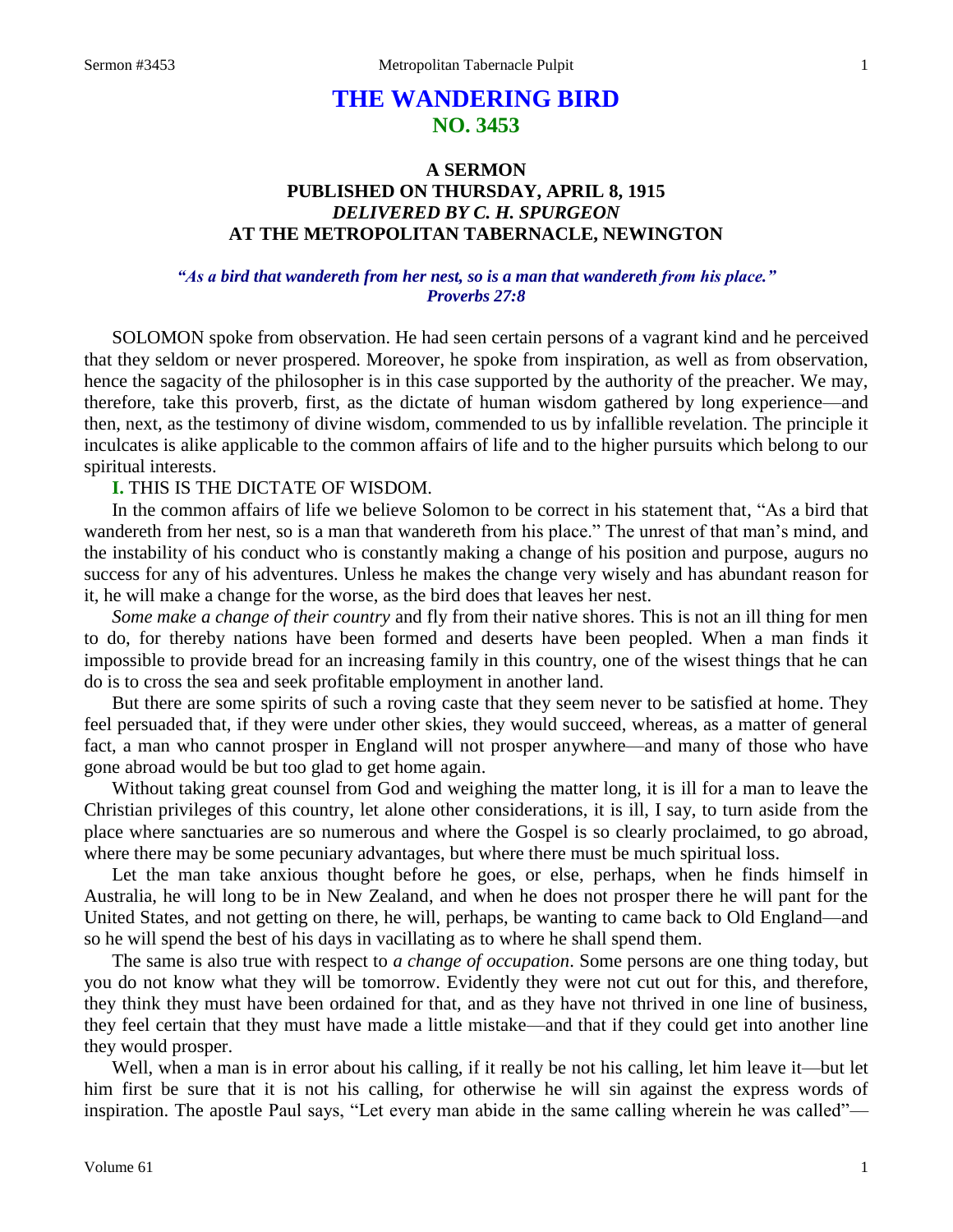# THE WANDERING BIRD
## NO. 3453

### A SERMON
### PUBLISHED ON THURSDAY, APRIL 8, 1915
### *DELIVERED BY C. H. SPURGEON*
### AT THE METROPOLITAN TABERNACLE, NEWINGTON

***"As a bird that wandereth from her nest, so is a man that wandereth from his place." Proverbs 27:8***

SOLOMON spoke from observation. He had seen certain persons of a vagrant kind and he perceived that they seldom or never prospered. Moreover, he spoke from inspiration, as well as from observation, hence the sagacity of the philosopher is in this case supported by the authority of the preacher. We may, therefore, take this proverb, first, as the dictate of human wisdom gathered by long experience—and then, next, as the testimony of divine wisdom, commended to us by infallible revelation. The principle it inculcates is alike applicable to the common affairs of life and to the higher pursuits which belong to our spiritual interests.

**I.** THIS IS THE DICTATE OF WISDOM.

In the common affairs of life we believe Solomon to be correct in his statement that, "As a bird that wandereth from her nest, so is a man that wandereth from his place." The unrest of that man's mind, and the instability of his conduct who is constantly making a change of his position and purpose, augurs no success for any of his adventures. Unless he makes the change very wisely and has abundant reason for it, he will make a change for the worse, as the bird does that leaves her nest.

*Some make a change of their country* and fly from their native shores. This is not an ill thing for men to do, for thereby nations have been formed and deserts have been peopled. When a man finds it impossible to provide bread for an increasing family in this country, one of the wisest things that he can do is to cross the sea and seek profitable employment in another land.

But there are some spirits of such a roving caste that they seem never to be satisfied at home. They feel persuaded that, if they were under other skies, they would succeed, whereas, as a matter of general fact, a man who cannot prosper in England will not prosper anywhere—and many of those who have gone abroad would be but too glad to get home again.

Without taking great counsel from God and weighing the matter long, it is ill for a man to leave the Christian privileges of this country, let alone other considerations, it is ill, I say, to turn aside from the place where sanctuaries are so numerous and where the Gospel is so clearly proclaimed, to go abroad, where there may be some pecuniary advantages, but where there must be much spiritual loss.

Let the man take anxious thought before he goes, or else, perhaps, when he finds himself in Australia, he will long to be in New Zealand, and when he does not prosper there he will pant for the United States, and not getting on there, he will, perhaps, be wanting to came back to Old England—and so he will spend the best of his days in vacillating as to where he shall spend them.

The same is also true with respect to *a change of occupation*. Some persons are one thing today, but you do not know what they will be tomorrow. Evidently they were not cut out for this, and therefore, they think they must have been ordained for that, and as they have not thrived in one line of business, they feel certain that they must have made a little mistake—and that if they could get into another line they would prosper.

Well, when a man is in error about his calling, if it really be not his calling, let him leave it—but let him first be sure that it is not his calling, for otherwise he will sin against the express words of inspiration. The apostle Paul says, "Let every man abide in the same calling wherein he was called"—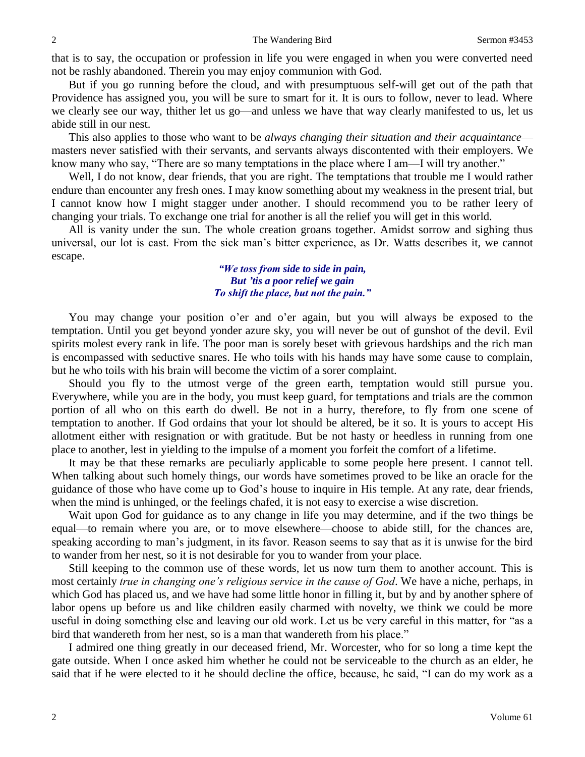that is to say, the occupation or profession in life you were engaged in when you were converted need not be rashly abandoned. Therein you may enjoy communion with God.

But if you go running before the cloud, and with presumptuous self-will get out of the path that Providence has assigned you, you will be sure to smart for it. It is ours to follow, never to lead. Where we clearly see our way, thither let us go—and unless we have that way clearly manifested to us, let us abide still in our nest.

This also applies to those who want to be *always changing their situation and their acquaintance*—masters never satisfied with their servants, and servants always discontented with their employers. We know many who say, "There are so many temptations in the place where I am—I will try another."

Well, I do not know, dear friends, that you are right. The temptations that trouble me I would rather endure than encounter any fresh ones. I may know something about my weakness in the present trial, but I cannot know how I might stagger under another. I should recommend you to be rather leery of changing your trials. To exchange one trial for another is all the relief you will get in this world.

All is vanity under the sun. The whole creation groans together. Amidst sorrow and sighing thus universal, our lot is cast. From the sick man's bitter experience, as Dr. Watts describes it, we cannot escape.

*"We toss from side to side in pain,*
*But 'tis a poor relief we gain*
*To shift the place, but not the pain."*

You may change your position o'er and o'er again, but you will always be exposed to the temptation. Until you get beyond yonder azure sky, you will never be out of gunshot of the devil. Evil spirits molest every rank in life. The poor man is sorely beset with grievous hardships and the rich man is encompassed with seductive snares. He who toils with his hands may have some cause to complain, but he who toils with his brain will become the victim of a sorer complaint.

Should you fly to the utmost verge of the green earth, temptation would still pursue you. Everywhere, while you are in the body, you must keep guard, for temptations and trials are the common portion of all who on this earth do dwell. Be not in a hurry, therefore, to fly from one scene of temptation to another. If God ordains that your lot should be altered, be it so. It is yours to accept His allotment either with resignation or with gratitude. But be not hasty or heedless in running from one place to another, lest in yielding to the impulse of a moment you forfeit the comfort of a lifetime.

It may be that these remarks are peculiarly applicable to some people here present. I cannot tell. When talking about such homely things, our words have sometimes proved to be like an oracle for the guidance of those who have come up to God's house to inquire in His temple. At any rate, dear friends, when the mind is unhinged, or the feelings chafed, it is not easy to exercise a wise discretion.

Wait upon God for guidance as to any change in life you may determine, and if the two things be equal—to remain where you are, or to move elsewhere—choose to abide still, for the chances are, speaking according to man's judgment, in its favor. Reason seems to say that as it is unwise for the bird to wander from her nest, so it is not desirable for you to wander from your place.

Still keeping to the common use of these words, let us now turn them to another account. This is most certainly *true in changing one's religious service in the cause of God*. We have a niche, perhaps, in which God has placed us, and we have had some little honor in filling it, but by and by another sphere of labor opens up before us and like children easily charmed with novelty, we think we could be more useful in doing something else and leaving our old work. Let us be very careful in this matter, for "as a bird that wandereth from her nest, so is a man that wandereth from his place."

I admired one thing greatly in our deceased friend, Mr. Worcester, who for so long a time kept the gate outside. When I once asked him whether he could not be serviceable to the church as an elder, he said that if he were elected to it he should decline the office, because, he said, "I can do my work as a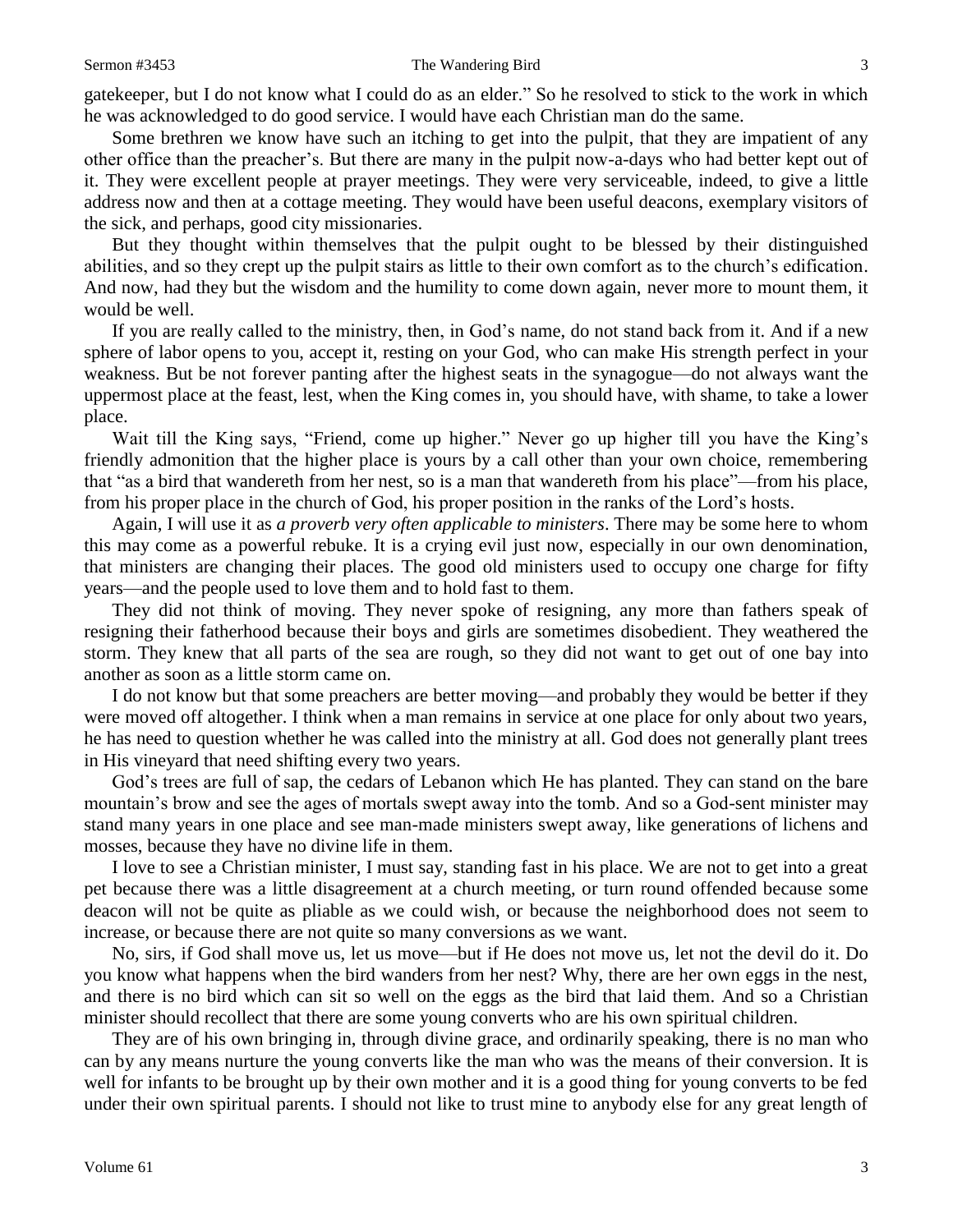gatekeeper, but I do not know what I could do as an elder." So he resolved to stick to the work in which he was acknowledged to do good service. I would have each Christian man do the same.

Some brethren we know have such an itching to get into the pulpit, that they are impatient of any other office than the preacher's. But there are many in the pulpit now-a-days who had better kept out of it. They were excellent people at prayer meetings. They were very serviceable, indeed, to give a little address now and then at a cottage meeting. They would have been useful deacons, exemplary visitors of the sick, and perhaps, good city missionaries.

But they thought within themselves that the pulpit ought to be blessed by their distinguished abilities, and so they crept up the pulpit stairs as little to their own comfort as to the church's edification. And now, had they but the wisdom and the humility to come down again, never more to mount them, it would be well.

If you are really called to the ministry, then, in God's name, do not stand back from it. And if a new sphere of labor opens to you, accept it, resting on your God, who can make His strength perfect in your weakness. But be not forever panting after the highest seats in the synagogue—do not always want the uppermost place at the feast, lest, when the King comes in, you should have, with shame, to take a lower place.

Wait till the King says, "Friend, come up higher." Never go up higher till you have the King's friendly admonition that the higher place is yours by a call other than your own choice, remembering that "as a bird that wandereth from her nest, so is a man that wandereth from his place"—from his place, from his proper place in the church of God, his proper position in the ranks of the Lord's hosts.

Again, I will use it as *a proverb very often applicable to ministers*. There may be some here to whom this may come as a powerful rebuke. It is a crying evil just now, especially in our own denomination, that ministers are changing their places. The good old ministers used to occupy one charge for fifty years—and the people used to love them and to hold fast to them.

They did not think of moving. They never spoke of resigning, any more than fathers speak of resigning their fatherhood because their boys and girls are sometimes disobedient. They weathered the storm. They knew that all parts of the sea are rough, so they did not want to get out of one bay into another as soon as a little storm came on.

I do not know but that some preachers are better moving—and probably they would be better if they were moved off altogether. I think when a man remains in service at one place for only about two years, he has need to question whether he was called into the ministry at all. God does not generally plant trees in His vineyard that need shifting every two years.

God's trees are full of sap, the cedars of Lebanon which He has planted. They can stand on the bare mountain's brow and see the ages of mortals swept away into the tomb. And so a God-sent minister may stand many years in one place and see man-made ministers swept away, like generations of lichens and mosses, because they have no divine life in them.

I love to see a Christian minister, I must say, standing fast in his place. We are not to get into a great pet because there was a little disagreement at a church meeting, or turn round offended because some deacon will not be quite as pliable as we could wish, or because the neighborhood does not seem to increase, or because there are not quite so many conversions as we want.

No, sirs, if God shall move us, let us move—but if He does not move us, let not the devil do it. Do you know what happens when the bird wanders from her nest? Why, there are her own eggs in the nest, and there is no bird which can sit so well on the eggs as the bird that laid them. And so a Christian minister should recollect that there are some young converts who are his own spiritual children.

They are of his own bringing in, through divine grace, and ordinarily speaking, there is no man who can by any means nurture the young converts like the man who was the means of their conversion. It is well for infants to be brought up by their own mother and it is a good thing for young converts to be fed under their own spiritual parents. I should not like to trust mine to anybody else for any great length of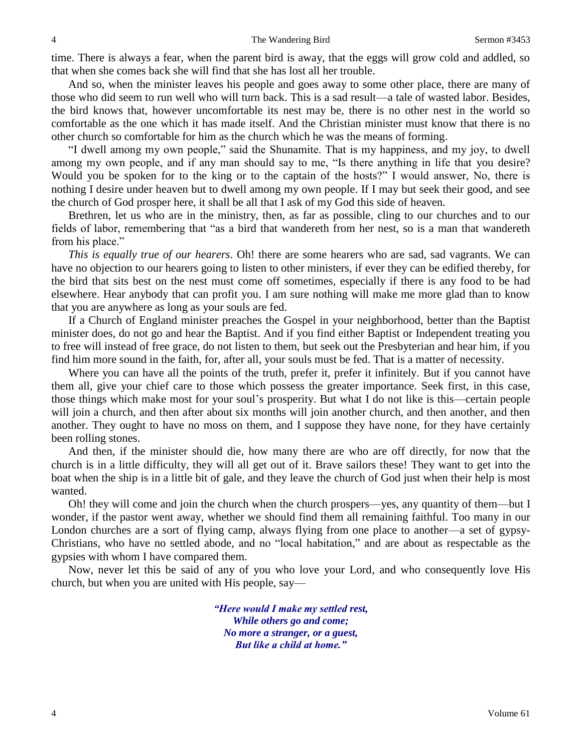time. There is always a fear, when the parent bird is away, that the eggs will grow cold and addled, so that when she comes back she will find that she has lost all her trouble.

And so, when the minister leaves his people and goes away to some other place, there are many of those who did seem to run well who will turn back. This is a sad result—a tale of wasted labor. Besides, the bird knows that, however uncomfortable its nest may be, there is no other nest in the world so comfortable as the one which it has made itself. And the Christian minister must know that there is no other church so comfortable for him as the church which he was the means of forming.

"I dwell among my own people," said the Shunamite. That is my happiness, and my joy, to dwell among my own people, and if any man should say to me, "Is there anything in life that you desire? Would you be spoken for to the king or to the captain of the hosts?" I would answer, No, there is nothing I desire under heaven but to dwell among my own people. If I may but seek their good, and see the church of God prosper here, it shall be all that I ask of my God this side of heaven.

Brethren, let us who are in the ministry, then, as far as possible, cling to our churches and to our fields of labor, remembering that "as a bird that wandereth from her nest, so is a man that wandereth from his place."

*This is equally true of our hearers*. Oh! there are some hearers who are sad, sad vagrants. We can have no objection to our hearers going to listen to other ministers, if ever they can be edified thereby, for the bird that sits best on the nest must come off sometimes, especially if there is any food to be had elsewhere. Hear anybody that can profit you. I am sure nothing will make me more glad than to know that you are anywhere as long as your souls are fed.

If a Church of England minister preaches the Gospel in your neighborhood, better than the Baptist minister does, do not go and hear the Baptist. And if you find either Baptist or Independent treating you to free will instead of free grace, do not listen to them, but seek out the Presbyterian and hear him, if you find him more sound in the faith, for, after all, your souls must be fed. That is a matter of necessity.

Where you can have all the points of the truth, prefer it, prefer it infinitely. But if you cannot have them all, give your chief care to those which possess the greater importance. Seek first, in this case, those things which make most for your soul's prosperity. But what I do not like is this—certain people will join a church, and then after about six months will join another church, and then another, and then another. They ought to have no moss on them, and I suppose they have none, for they have certainly been rolling stones.

And then, if the minister should die, how many there are who are off directly, for now that the church is in a little difficulty, they will all get out of it. Brave sailors these! They want to get into the boat when the ship is in a little bit of gale, and they leave the church of God just when their help is most wanted.

Oh! they will come and join the church when the church prospers—yes, any quantity of them—but I wonder, if the pastor went away, whether we should find them all remaining faithful. Too many in our London churches are a sort of flying camp, always flying from one place to another—a set of gypsy-Christians, who have no settled abode, and no "local habitation," and are about as respectable as the gypsies with whom I have compared them.

Now, never let this be said of any of you who love your Lord, and who consequently love His church, but when you are united with His people, say—

> ***"Here would I make my settled rest,***
> ***While others go and come;***
> ***No more a stranger, or a guest,***
> ***But like a child at home."***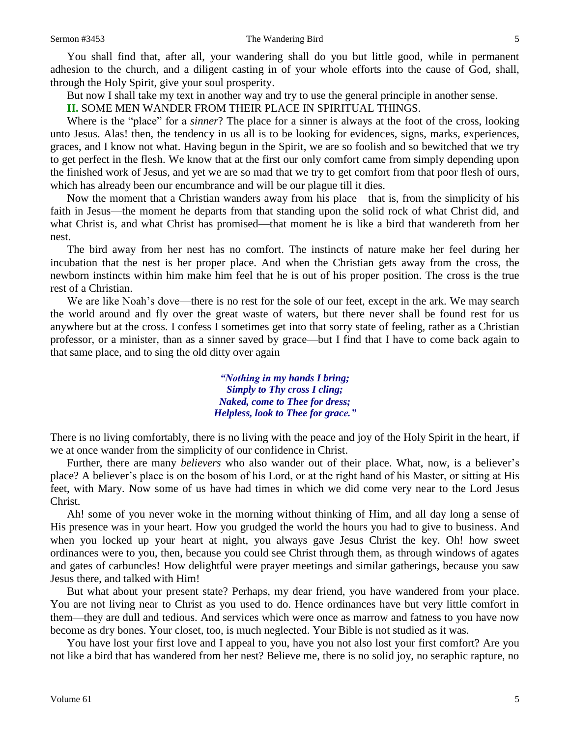You shall find that, after all, your wandering shall do you but little good, while in permanent adhesion to the church, and a diligent casting in of your whole efforts into the cause of God, shall, through the Holy Spirit, give your soul prosperity.

But now I shall take my text in another way and try to use the general principle in another sense.

**II.** SOME MEN WANDER FROM THEIR PLACE IN SPIRITUAL THINGS.

Where is the "place" for a *sinner*? The place for a sinner is always at the foot of the cross, looking unto Jesus. Alas! then, the tendency in us all is to be looking for evidences, signs, marks, experiences, graces, and I know not what. Having begun in the Spirit, we are so foolish and so bewitched that we try to get perfect in the flesh. We know that at the first our only comfort came from simply depending upon the finished work of Jesus, and yet we are so mad that we try to get comfort from that poor flesh of ours, which has already been our encumbrance and will be our plague till it dies.

Now the moment that a Christian wanders away from his place—that is, from the simplicity of his faith in Jesus—the moment he departs from that standing upon the solid rock of what Christ did, and what Christ is, and what Christ has promised—that moment he is like a bird that wandereth from her nest.

The bird away from her nest has no comfort. The instincts of nature make her feel during her incubation that the nest is her proper place. And when the Christian gets away from the cross, the newborn instincts within him make him feel that he is out of his proper position. The cross is the true rest of a Christian.

We are like Noah's dove—there is no rest for the sole of our feet, except in the ark. We may search the world around and fly over the great waste of waters, but there never shall be found rest for us anywhere but at the cross. I confess I sometimes get into that sorry state of feeling, rather as a Christian professor, or a minister, than as a sinner saved by grace—but I find that I have to come back again to that same place, and to sing the old ditty over again—

> *"Nothing in my hands I bring;*
> *Simply to Thy cross I cling;*
> *Naked, come to Thee for dress;*
> *Helpless, look to Thee for grace."*

There is no living comfortably, there is no living with the peace and joy of the Holy Spirit in the heart, if we at once wander from the simplicity of our confidence in Christ.

Further, there are many *believers* who also wander out of their place. What, now, is a believer's place? A believer's place is on the bosom of his Lord, or at the right hand of his Master, or sitting at His feet, with Mary. Now some of us have had times in which we did come very near to the Lord Jesus Christ.

Ah! some of you never woke in the morning without thinking of Him, and all day long a sense of His presence was in your heart. How you grudged the world the hours you had to give to business. And when you locked up your heart at night, you always gave Jesus Christ the key. Oh! how sweet ordinances were to you, then, because you could see Christ through them, as through windows of agates and gates of carbuncles! How delightful were prayer meetings and similar gatherings, because you saw Jesus there, and talked with Him!

But what about your present state? Perhaps, my dear friend, you have wandered from your place. You are not living near to Christ as you used to do. Hence ordinances have but very little comfort in them—they are dull and tedious. And services which were once as marrow and fatness to you have now become as dry bones. Your closet, too, is much neglected. Your Bible is not studied as it was.

You have lost your first love and I appeal to you, have you not also lost your first comfort? Are you not like a bird that has wandered from her nest? Believe me, there is no solid joy, no seraphic rapture, no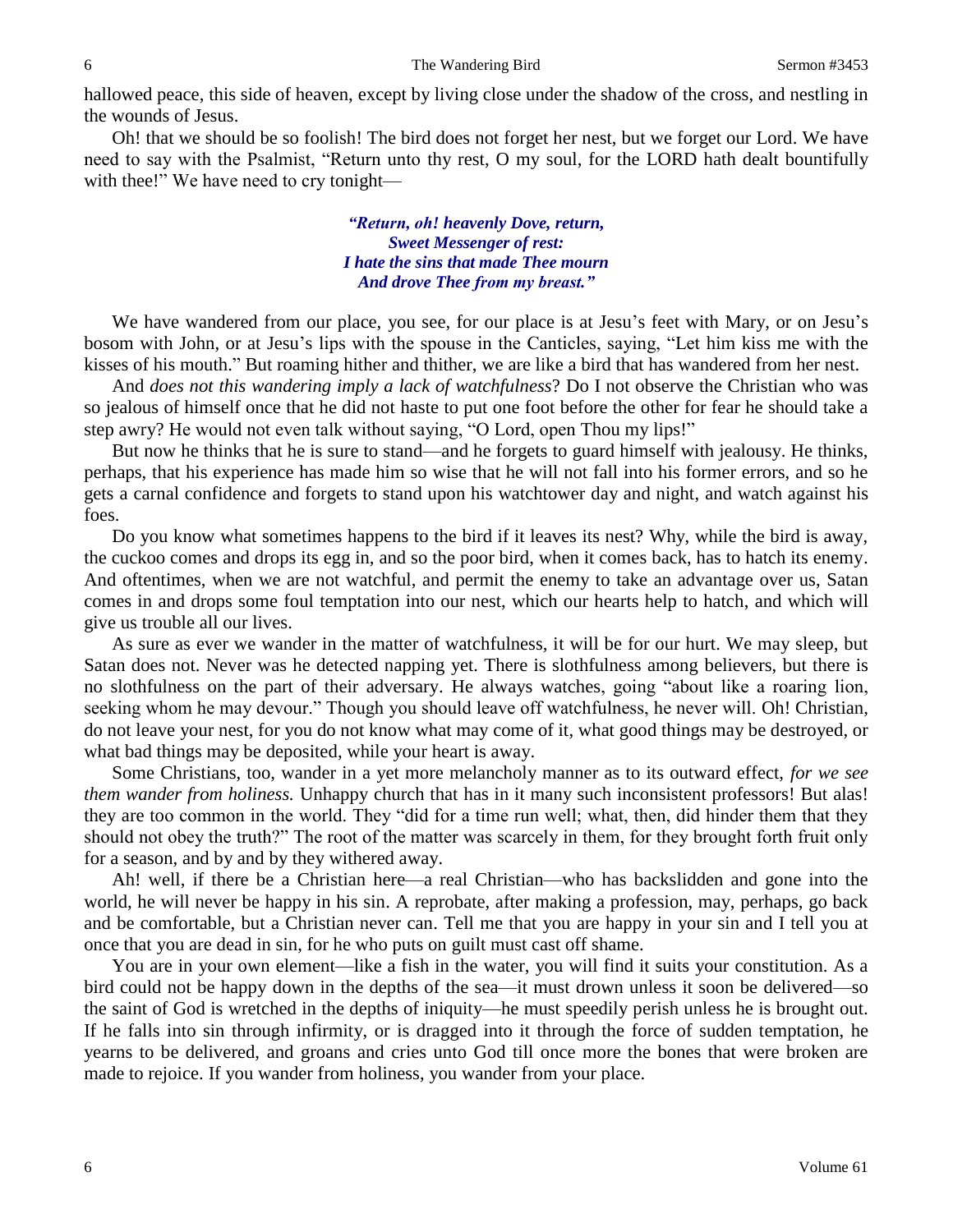hallowed peace, this side of heaven, except by living close under the shadow of the cross, and nestling in the wounds of Jesus.

Oh! that we should be so foolish! The bird does not forget her nest, but we forget our Lord. We have need to say with the Psalmist, "Return unto thy rest, O my soul, for the LORD hath dealt bountifully with thee!" We have need to cry tonight—

> *"Return, oh! heavenly Dove, return,*
> *Sweet Messenger of rest:*
> *I hate the sins that made Thee mourn*
> *And drove Thee from my breast."*

We have wandered from our place, you see, for our place is at Jesu's feet with Mary, or on Jesu's bosom with John, or at Jesu's lips with the spouse in the Canticles, saying, "Let him kiss me with the kisses of his mouth." But roaming hither and thither, we are like a bird that has wandered from her nest.

And *does not this wandering imply a lack of watchfulness*? Do I not observe the Christian who was so jealous of himself once that he did not haste to put one foot before the other for fear he should take a step awry? He would not even talk without saying, "O Lord, open Thou my lips!"

But now he thinks that he is sure to stand—and he forgets to guard himself with jealousy. He thinks, perhaps, that his experience has made him so wise that he will not fall into his former errors, and so he gets a carnal confidence and forgets to stand upon his watchtower day and night, and watch against his foes.

Do you know what sometimes happens to the bird if it leaves its nest? Why, while the bird is away, the cuckoo comes and drops its egg in, and so the poor bird, when it comes back, has to hatch its enemy. And oftentimes, when we are not watchful, and permit the enemy to take an advantage over us, Satan comes in and drops some foul temptation into our nest, which our hearts help to hatch, and which will give us trouble all our lives.

As sure as ever we wander in the matter of watchfulness, it will be for our hurt. We may sleep, but Satan does not. Never was he detected napping yet. There is slothfulness among believers, but there is no slothfulness on the part of their adversary. He always watches, going "about like a roaring lion, seeking whom he may devour." Though you should leave off watchfulness, he never will. Oh! Christian, do not leave your nest, for you do not know what may come of it, what good things may be destroyed, or what bad things may be deposited, while your heart is away.

Some Christians, too, wander in a yet more melancholy manner as to its outward effect, *for we see them wander from holiness.* Unhappy church that has in it many such inconsistent professors! But alas! they are too common in the world. They "did for a time run well; what, then, did hinder them that they should not obey the truth?" The root of the matter was scarcely in them, for they brought forth fruit only for a season, and by and by they withered away.

Ah! well, if there be a Christian here—a real Christian—who has backslidden and gone into the world, he will never be happy in his sin. A reprobate, after making a profession, may, perhaps, go back and be comfortable, but a Christian never can. Tell me that you are happy in your sin and I tell you at once that you are dead in sin, for he who puts on guilt must cast off shame.

You are in your own element—like a fish in the water, you will find it suits your constitution. As a bird could not be happy down in the depths of the sea—it must drown unless it soon be delivered—so the saint of God is wretched in the depths of iniquity—he must speedily perish unless he is brought out. If he falls into sin through infirmity, or is dragged into it through the force of sudden temptation, he yearns to be delivered, and groans and cries unto God till once more the bones that were broken are made to rejoice. If you wander from holiness, you wander from your place.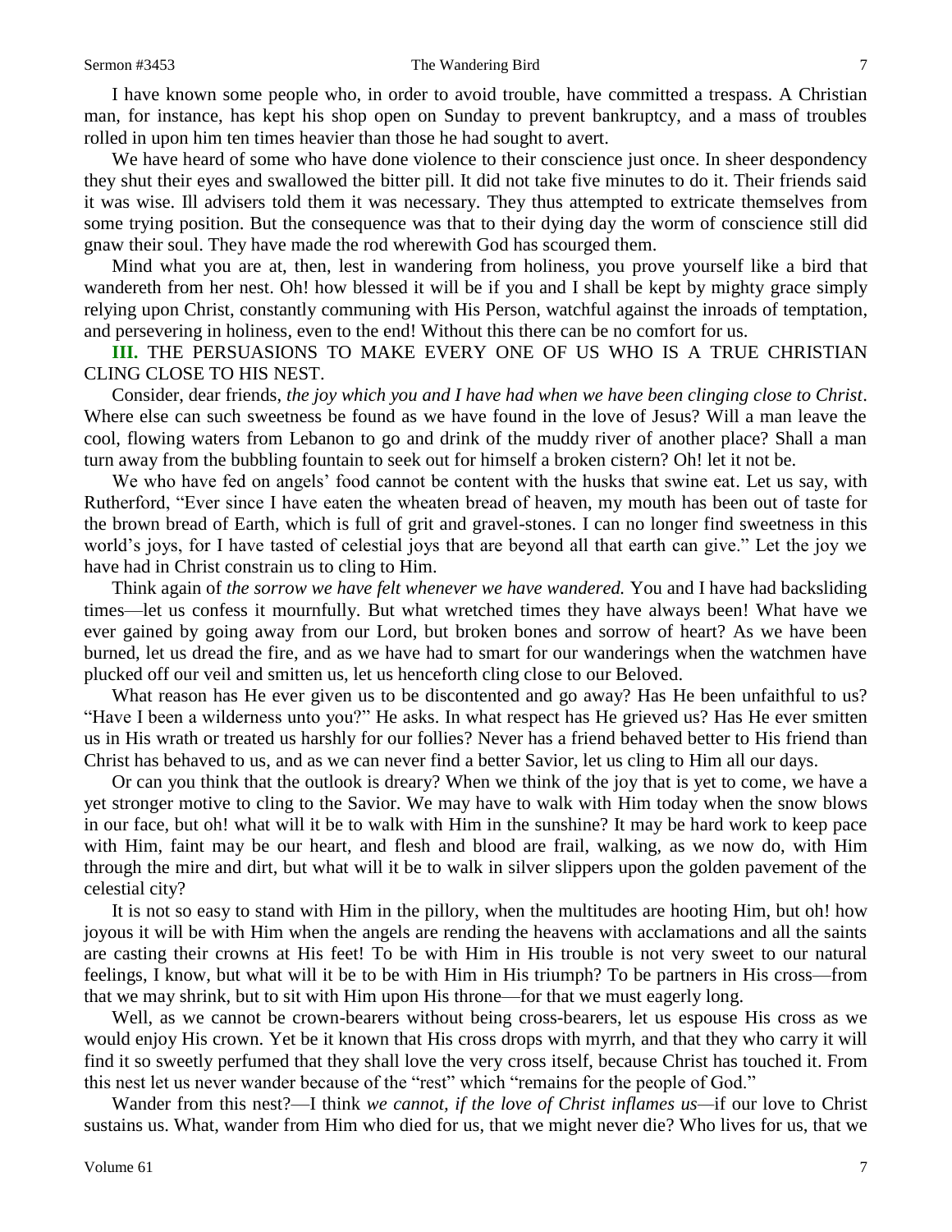I have known some people who, in order to avoid trouble, have committed a trespass. A Christian man, for instance, has kept his shop open on Sunday to prevent bankruptcy, and a mass of troubles rolled in upon him ten times heavier than those he had sought to avert.

We have heard of some who have done violence to their conscience just once. In sheer despondency they shut their eyes and swallowed the bitter pill. It did not take five minutes to do it. Their friends said it was wise. Ill advisers told them it was necessary. They thus attempted to extricate themselves from some trying position. But the consequence was that to their dying day the worm of conscience still did gnaw their soul. They have made the rod wherewith God has scourged them.

Mind what you are at, then, lest in wandering from holiness, you prove yourself like a bird that wandereth from her nest. Oh! how blessed it will be if you and I shall be kept by mighty grace simply relying upon Christ, constantly communing with His Person, watchful against the inroads of temptation, and persevering in holiness, even to the end! Without this there can be no comfort for us.

**III.** THE PERSUASIONS TO MAKE EVERY ONE OF US WHO IS A TRUE CHRISTIAN CLING CLOSE TO HIS NEST.

Consider, dear friends, *the joy which you and I have had when we have been clinging close to Christ*. Where else can such sweetness be found as we have found in the love of Jesus? Will a man leave the cool, flowing waters from Lebanon to go and drink of the muddy river of another place? Shall a man turn away from the bubbling fountain to seek out for himself a broken cistern? Oh! let it not be.

We who have fed on angels' food cannot be content with the husks that swine eat. Let us say, with Rutherford, "Ever since I have eaten the wheaten bread of heaven, my mouth has been out of taste for the brown bread of Earth, which is full of grit and gravel-stones. I can no longer find sweetness in this world's joys, for I have tasted of celestial joys that are beyond all that earth can give." Let the joy we have had in Christ constrain us to cling to Him.

Think again of *the sorrow we have felt whenever we have wandered.* You and I have had backsliding times—let us confess it mournfully. But what wretched times they have always been! What have we ever gained by going away from our Lord, but broken bones and sorrow of heart? As we have been burned, let us dread the fire, and as we have had to smart for our wanderings when the watchmen have plucked off our veil and smitten us, let us henceforth cling close to our Beloved.

What reason has He ever given us to be discontented and go away? Has He been unfaithful to us? "Have I been a wilderness unto you?" He asks. In what respect has He grieved us? Has He ever smitten us in His wrath or treated us harshly for our follies? Never has a friend behaved better to His friend than Christ has behaved to us, and as we can never find a better Savior, let us cling to Him all our days.

Or can you think that the outlook is dreary? When we think of the joy that is yet to come, we have a yet stronger motive to cling to the Savior. We may have to walk with Him today when the snow blows in our face, but oh! what will it be to walk with Him in the sunshine? It may be hard work to keep pace with Him, faint may be our heart, and flesh and blood are frail, walking, as we now do, with Him through the mire and dirt, but what will it be to walk in silver slippers upon the golden pavement of the celestial city?

It is not so easy to stand with Him in the pillory, when the multitudes are hooting Him, but oh! how joyous it will be with Him when the angels are rending the heavens with acclamations and all the saints are casting their crowns at His feet! To be with Him in His trouble is not very sweet to our natural feelings, I know, but what will it be to be with Him in His triumph? To be partners in His cross—from that we may shrink, but to sit with Him upon His throne—for that we must eagerly long.

Well, as we cannot be crown-bearers without being cross-bearers, let us espouse His cross as we would enjoy His crown. Yet be it known that His cross drops with myrrh, and that they who carry it will find it so sweetly perfumed that they shall love the very cross itself, because Christ has touched it. From this nest let us never wander because of the "rest" which "remains for the people of God."

Wander from this nest?—I think *we cannot, if the love of Christ inflames us*—if our love to Christ sustains us. What, wander from Him who died for us, that we might never die? Who lives for us, that we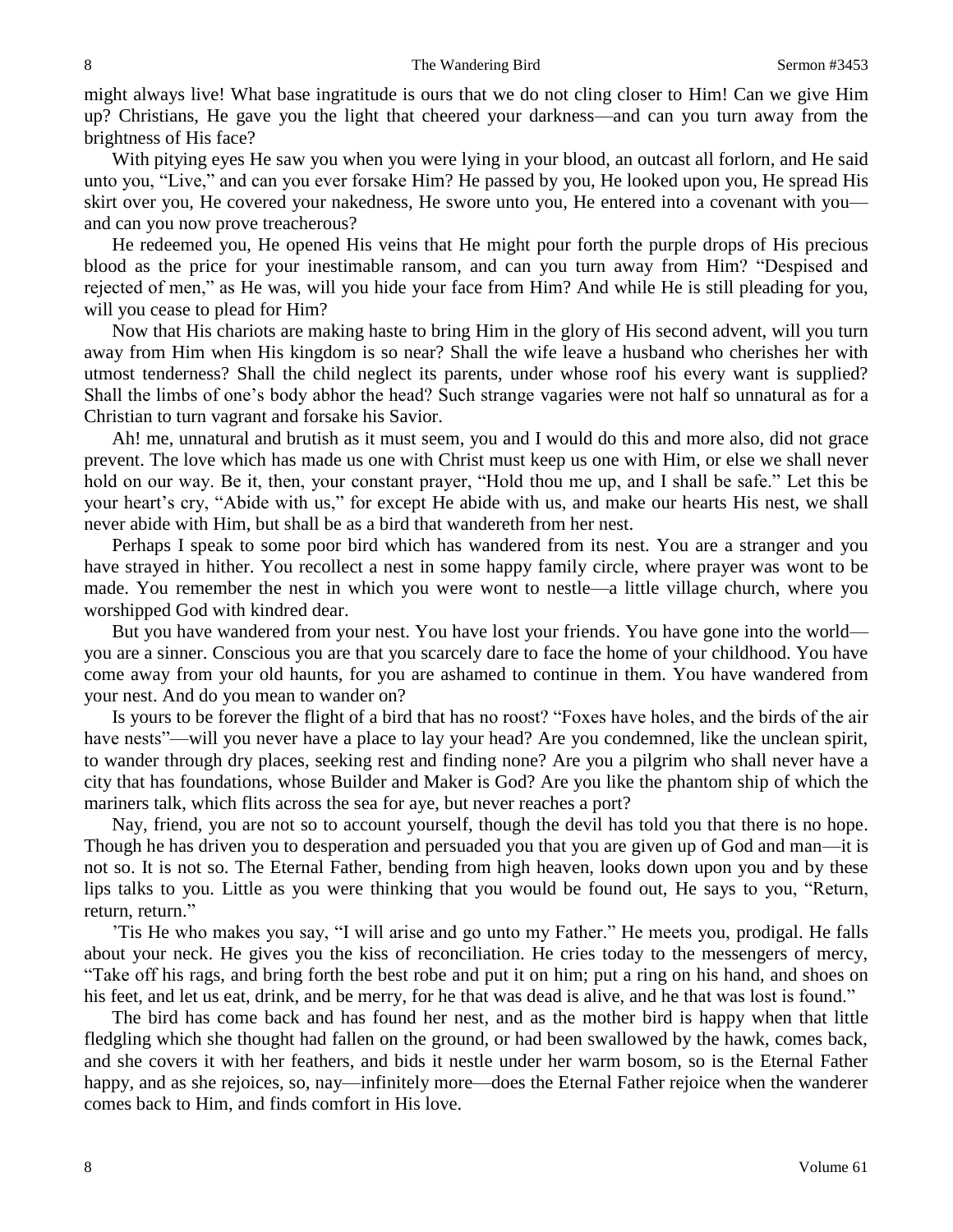might always live! What base ingratitude is ours that we do not cling closer to Him! Can we give Him up? Christians, He gave you the light that cheered your darkness—and can you turn away from the brightness of His face?

With pitying eyes He saw you when you were lying in your blood, an outcast all forlorn, and He said unto you, "Live," and can you ever forsake Him? He passed by you, He looked upon you, He spread His skirt over you, He covered your nakedness, He swore unto you, He entered into a covenant with you—and can you now prove treacherous?

He redeemed you, He opened His veins that He might pour forth the purple drops of His precious blood as the price for your inestimable ransom, and can you turn away from Him? "Despised and rejected of men," as He was, will you hide your face from Him? And while He is still pleading for you, will you cease to plead for Him?

Now that His chariots are making haste to bring Him in the glory of His second advent, will you turn away from Him when His kingdom is so near? Shall the wife leave a husband who cherishes her with utmost tenderness? Shall the child neglect its parents, under whose roof his every want is supplied? Shall the limbs of one's body abhor the head? Such strange vagaries were not half so unnatural as for a Christian to turn vagrant and forsake his Savior.

Ah! me, unnatural and brutish as it must seem, you and I would do this and more also, did not grace prevent. The love which has made us one with Christ must keep us one with Him, or else we shall never hold on our way. Be it, then, your constant prayer, "Hold thou me up, and I shall be safe." Let this be your heart's cry, "Abide with us," for except He abide with us, and make our hearts His nest, we shall never abide with Him, but shall be as a bird that wandereth from her nest.

Perhaps I speak to some poor bird which has wandered from its nest. You are a stranger and you have strayed in hither. You recollect a nest in some happy family circle, where prayer was wont to be made. You remember the nest in which you were wont to nestle—a little village church, where you worshipped God with kindred dear.

But you have wandered from your nest. You have lost your friends. You have gone into the world—you are a sinner. Conscious you are that you scarcely dare to face the home of your childhood. You have come away from your old haunts, for you are ashamed to continue in them. You have wandered from your nest. And do you mean to wander on?

Is yours to be forever the flight of a bird that has no roost? "Foxes have holes, and the birds of the air have nests"—will you never have a place to lay your head? Are you condemned, like the unclean spirit, to wander through dry places, seeking rest and finding none? Are you a pilgrim who shall never have a city that has foundations, whose Builder and Maker is God? Are you like the phantom ship of which the mariners talk, which flits across the sea for aye, but never reaches a port?

Nay, friend, you are not so to account yourself, though the devil has told you that there is no hope. Though he has driven you to desperation and persuaded you that you are given up of God and man—it is not so. It is not so. The Eternal Father, bending from high heaven, looks down upon you and by these lips talks to you. Little as you were thinking that you would be found out, He says to you, "Return, return, return."

'Tis He who makes you say, "I will arise and go unto my Father." He meets you, prodigal. He falls about your neck. He gives you the kiss of reconciliation. He cries today to the messengers of mercy, "Take off his rags, and bring forth the best robe and put it on him; put a ring on his hand, and shoes on his feet, and let us eat, drink, and be merry, for he that was dead is alive, and he that was lost is found."

The bird has come back and has found her nest, and as the mother bird is happy when that little fledgling which she thought had fallen on the ground, or had been swallowed by the hawk, comes back, and she covers it with her feathers, and bids it nestle under her warm bosom, so is the Eternal Father happy, and as she rejoices, so, nay—infinitely more—does the Eternal Father rejoice when the wanderer comes back to Him, and finds comfort in His love.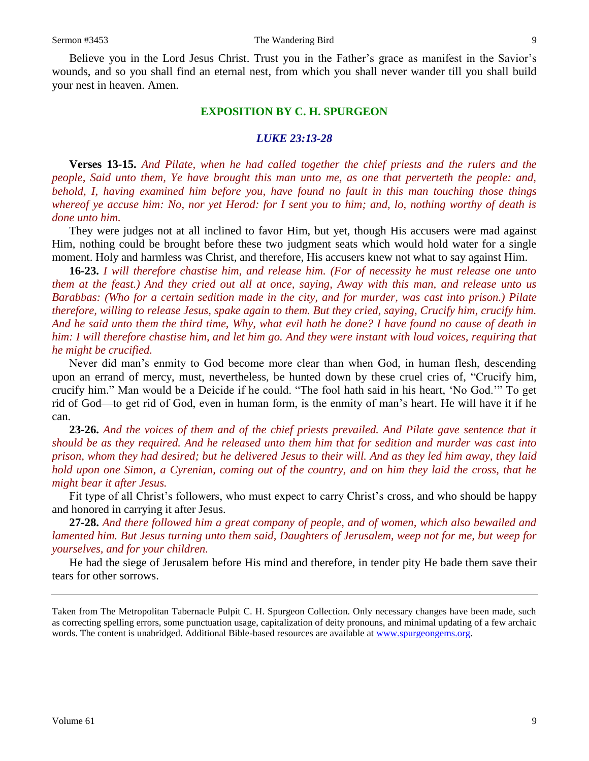Believe you in the Lord Jesus Christ. Trust you in the Father's grace as manifest in the Savior's wounds, and so you shall find an eternal nest, from which you shall never wander till you shall build your nest in heaven. Amen.

## EXPOSITION BY C. H. SPURGEON

### *LUKE 23:13-28*

**Verses 13-15.** *And Pilate, when he had called together the chief priests and the rulers and the people, Said unto them, Ye have brought this man unto me, as one that perverteth the people: and, behold, I, having examined him before you, have found no fault in this man touching those things whereof ye accuse him: No, nor yet Herod: for I sent you to him; and, lo, nothing worthy of death is done unto him.*

They were judges not at all inclined to favor Him, but yet, though His accusers were mad against Him, nothing could be brought before these two judgment seats which would hold water for a single moment. Holy and harmless was Christ, and therefore, His accusers knew not what to say against Him.

**16-23.** *I will therefore chastise him, and release him. (For of necessity he must release one unto them at the feast.) And they cried out all at once, saying, Away with this man, and release unto us Barabbas: (Who for a certain sedition made in the city, and for murder, was cast into prison.) Pilate therefore, willing to release Jesus, spake again to them. But they cried, saying, Crucify him, crucify him. And he said unto them the third time, Why, what evil hath he done? I have found no cause of death in him: I will therefore chastise him, and let him go. And they were instant with loud voices, requiring that he might be crucified.*

Never did man's enmity to God become more clear than when God, in human flesh, descending upon an errand of mercy, must, nevertheless, be hunted down by these cruel cries of, "Crucify him, crucify him." Man would be a Deicide if he could. "The fool hath said in his heart, 'No God.'" To get rid of God—to get rid of God, even in human form, is the enmity of man's heart. He will have it if he can.

**23-26.** *And the voices of them and of the chief priests prevailed. And Pilate gave sentence that it should be as they required. And he released unto them him that for sedition and murder was cast into prison, whom they had desired; but he delivered Jesus to their will. And as they led him away, they laid hold upon one Simon, a Cyrenian, coming out of the country, and on him they laid the cross, that he might bear it after Jesus.*

Fit type of all Christ's followers, who must expect to carry Christ's cross, and who should be happy and honored in carrying it after Jesus.

**27-28.** *And there followed him a great company of people, and of women, which also bewailed and lamented him. But Jesus turning unto them said, Daughters of Jerusalem, weep not for me, but weep for yourselves, and for your children.*

He had the siege of Jerusalem before His mind and therefore, in tender pity He bade them save their tears for other sorrows.

---

Taken from The Metropolitan Tabernacle Pulpit C. H. Spurgeon Collection. Only necessary changes have been made, such as correcting spelling errors, some punctuation usage, capitalization of deity pronouns, and minimal updating of a few archaic words. The content is unabridged. Additional Bible-based resources are available at www.spurgeongems.org.